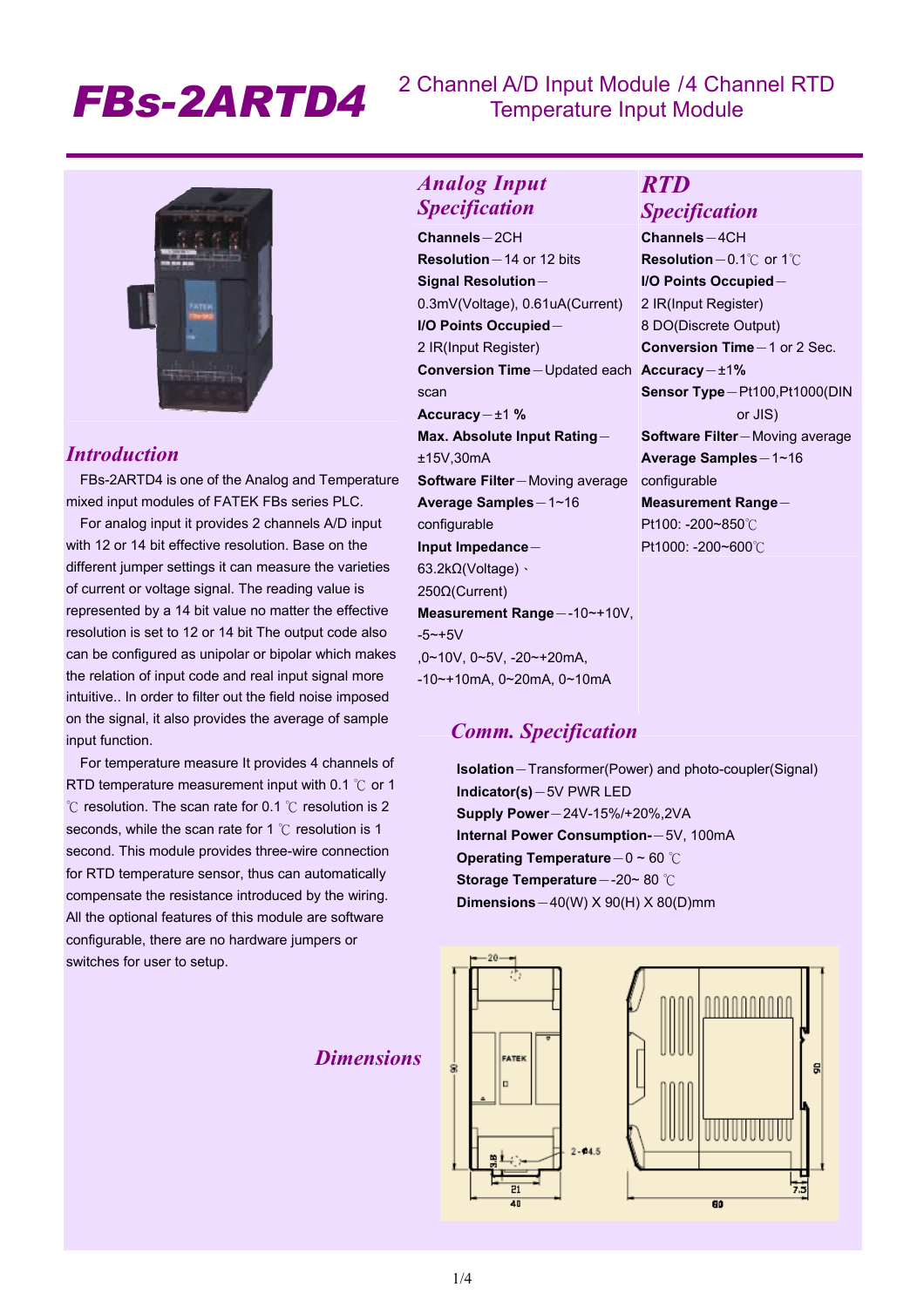# FBs-2ARTD4

2 Channel A/D Input Module /4 Channel RTD Temperature Input Module

## Introduction

FBs-2ARTD4 is one of the Analog and Temperature mixed input modules of FATEK FBs series PLC.

For analog input it provides 2 channels A/D input with 12 or 14 bit effective resolution. Base on the different jumper settings it can measure the varieties of current or voltage signal. The reading value is represented by a 14 bit value no matter the effective resolution is set to 12 or 14 bit The output code also can be configured as unipolar or bipolar which makes the relation of input code and real input signal more intuitive.. In order to filter out the field noise imposed on the signal, it also provides the average of sample input function.

For temperature measure It provides 4 channels of RTD temperature measurement input with 0.1 ℃ or 1 ℃ resolution. The scan rate for 0.1 ℃ resolution is 2 seconds, while the scan rate for 1 ℃ resolution is 1 second. This module provides three-wire connection for RTD temperature sensor, thus can automatically compensate the resistance introduced by the wiring. All the optional features of this module are software configurable, there are no hardware jumpers or switches for user to setup.

## Analog Input Specification

**Channels**－2CH
**Resolution**－14 or 12 bits
**Signal Resolution**－0.3mV(Voltage), 0.61uA(Current)
**I/O Points Occupied**－2 IR(Input Register)
**Conversion Time**－Updated each scan
**Accuracy**－±1 %
**Max. Absolute Input Rating**－±15V,30mA
**Software Filter**－Moving average
**Average Samples**－1~16 configurable
**Input Impedance**－63.2kΩ(Voltage)、250Ω(Current)
**Measurement Range**－-10~+10V, -5~+5V ,0~10V, 0~5V, -20~+20mA, -10~+10mA, 0~20mA, 0~10mA

## RTD Specification

**Channels**－4CH
**Resolution**－0.1℃ or 1℃
**I/O Points Occupied**－2 IR(Input Register) 8 DO(Discrete Output)
**Conversion Time**－1 or 2 Sec.
**Accuracy**－±1%
**Sensor Type**－Pt100,Pt1000(DIN or JIS)
**Software Filter**－Moving average
**Average Samples**－1~16 configurable
**Measurement Range**－Pt100: -200~850℃ Pt1000: -200~600℃

## Comm. Specification

**Isolation**－Transformer(Power) and photo-coupler(Signal)
**Indicator(s)**－5V PWR LED
**Supply Power**－24V-15%/+20%,2VA
**Internal Power Consumption-**－5V, 100mA
**Operating Temperature**－0 ~ 60 ℃
**Storage Temperature**－-20~ 80 ℃
**Dimensions**－40(W) X 90(H) X 80(D)mm

## Dimensions

20
FATEK
90
2-Φ4.5
3.8
21
40
90
7.5
80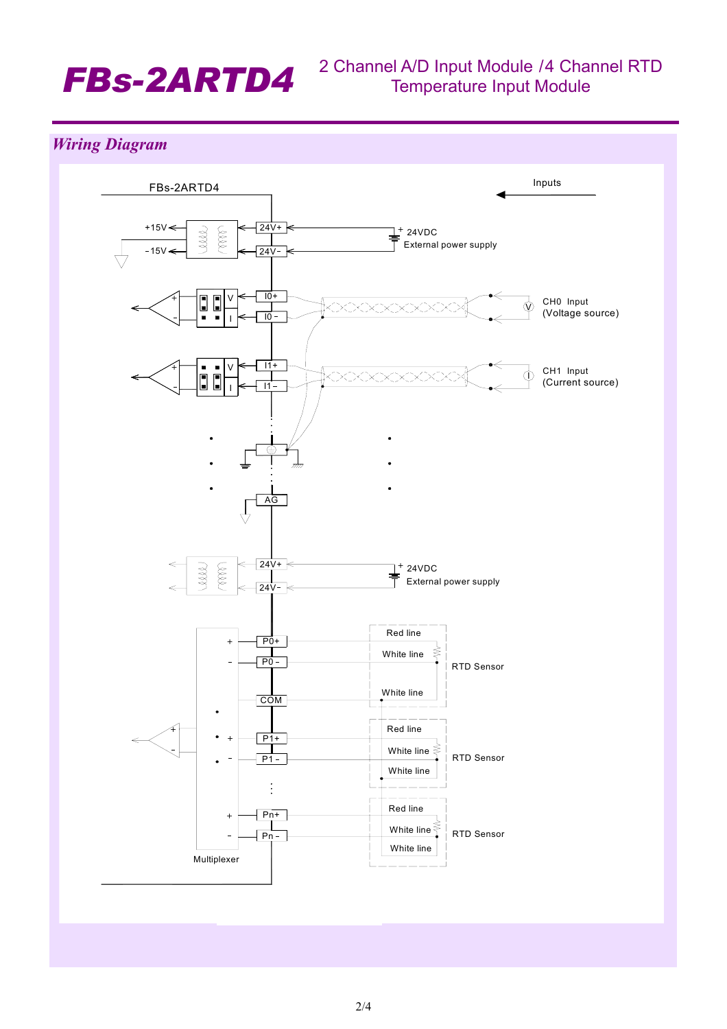# FBs-2ARTD4

2 Channel A/D Input Module /4 Channel RTD Temperature Input Module

## *Wiring Diagram*

FBs-2ARTD4

Inputs

+15V

-15V

24V+

24V-

24VDC

External power supply

I0+

I0-

CH0 Input

(Voltage source)

I1+

I1-

CH1 Input

(Current source)

AG

24V+

24V-

24VDC

External power supply

P0+

P0-

COM

P1+

P1-

Pn+

Pn-

Red line

White line

White line

RTD Sensor

Red line

White line

White line

RTD Sensor

Red line

White line

White line

RTD Sensor

Multiplexer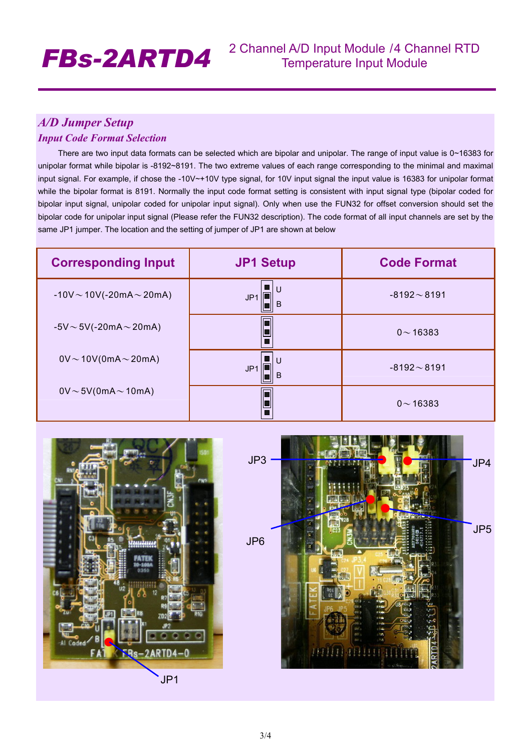## A/D Jumper Setup

### Input Code Format Selection

There are two input data formats can be selected which are bipolar and unipolar. The range of input value is 0~16383 for unipolar format while bipolar is -8192~8191. The two extreme values of each range corresponding to the minimal and maximal input signal. For example, if chose the -10V~+10V type signal, for 10V input signal the input value is 16383 for unipolar format while the bipolar format is 8191. Normally the input code format setting is consistent with input signal type (bipolar coded for bipolar input signal, unipolar coded for unipolar input signal). Only when use the FUN32 for offset conversion should set the bipolar code for unipolar input signal (Please refer the FUN32 description). The code format of all input channels are set by the same JP1 jumper. The location and the setting of jumper of JP1 are shown at below

| Corresponding Input | JP1 Setup | Code Format |
|---|---|---|
| -10V～10V(-20mA～20mA)<br>-5V～5V(-20mA～20mA) | JP1 U B | -8192～8191 |
| | | 0～16383 |
| 0V～10V(0mA～20mA)<br>0V～5V(0mA～10mA) | JP1 U B | -8192～8191 |
| | | 0～16383 |

JP3

JP4

JP6

JP5

JP1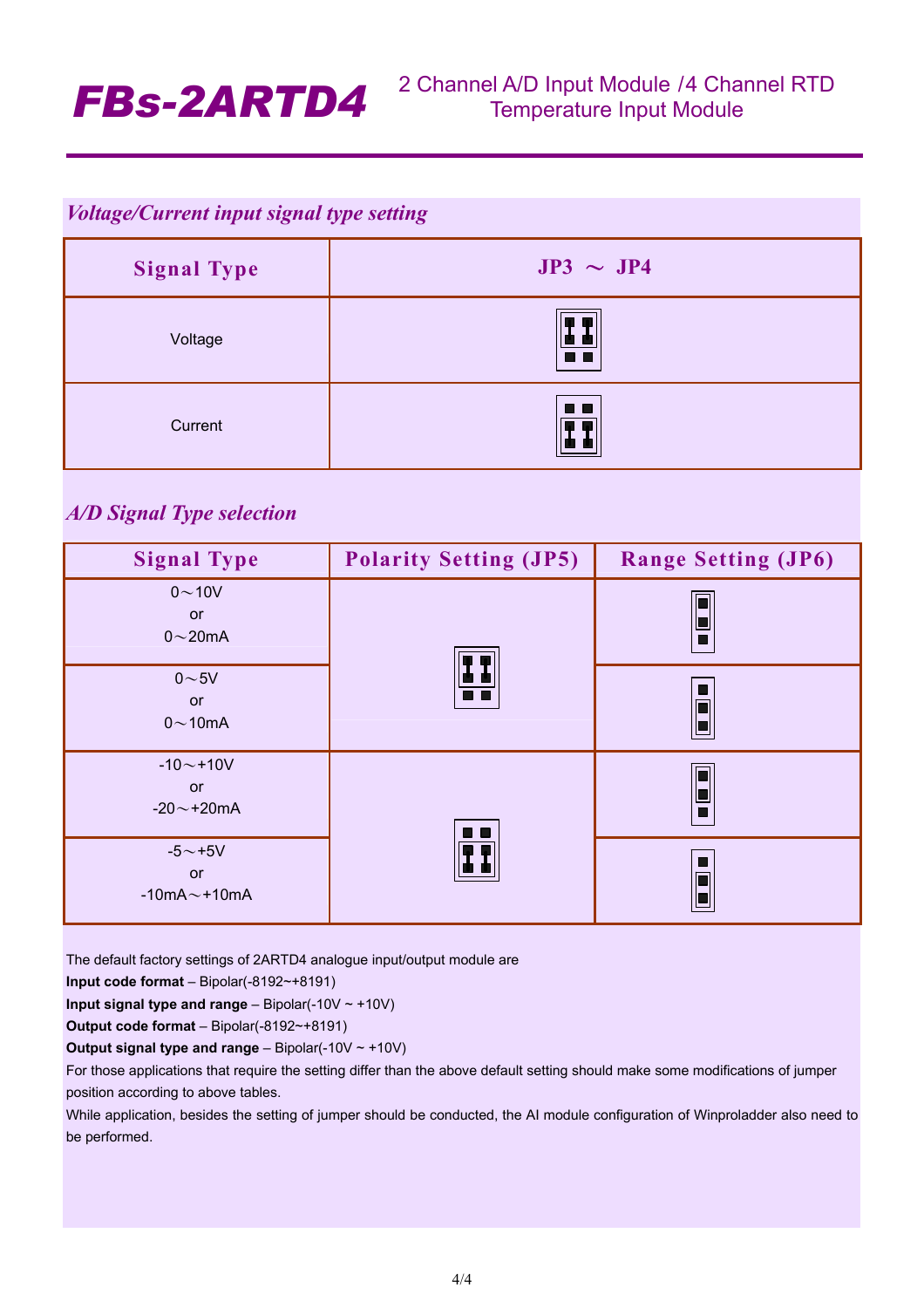# FBs-2ARTD4

2 Channel A/D Input Module /4 Channel RTD Temperature Input Module

## *Voltage/Current input signal type setting*

| Signal Type | JP3 ～ JP4 |
|---|---|
| Voltage | |
| Current | |

## *A/D Signal Type selection*

| Signal Type | Polarity Setting (JP5) | Range Setting (JP6) |
|---|---|---|
| 0～10V or 0～20mA | | |
| 0～5V or 0～10mA | | |
| -10～+10V or -20～+20mA | | |
| -5～+5V or -10mA～+10mA | | |

The default factory settings of 2ARTD4 analogue input/output module are

**Input code format** – Bipolar(-8192~+8191)

**Input signal type and range** – Bipolar(-10V ~ +10V)

**Output code format** – Bipolar(-8192~+8191)

**Output signal type and range** – Bipolar(-10V ~ +10V)

For those applications that require the setting differ than the above default setting should make some modifications of jumper position according to above tables.

While application, besides the setting of jumper should be conducted, the AI module configuration of Winproladder also need to be performed.